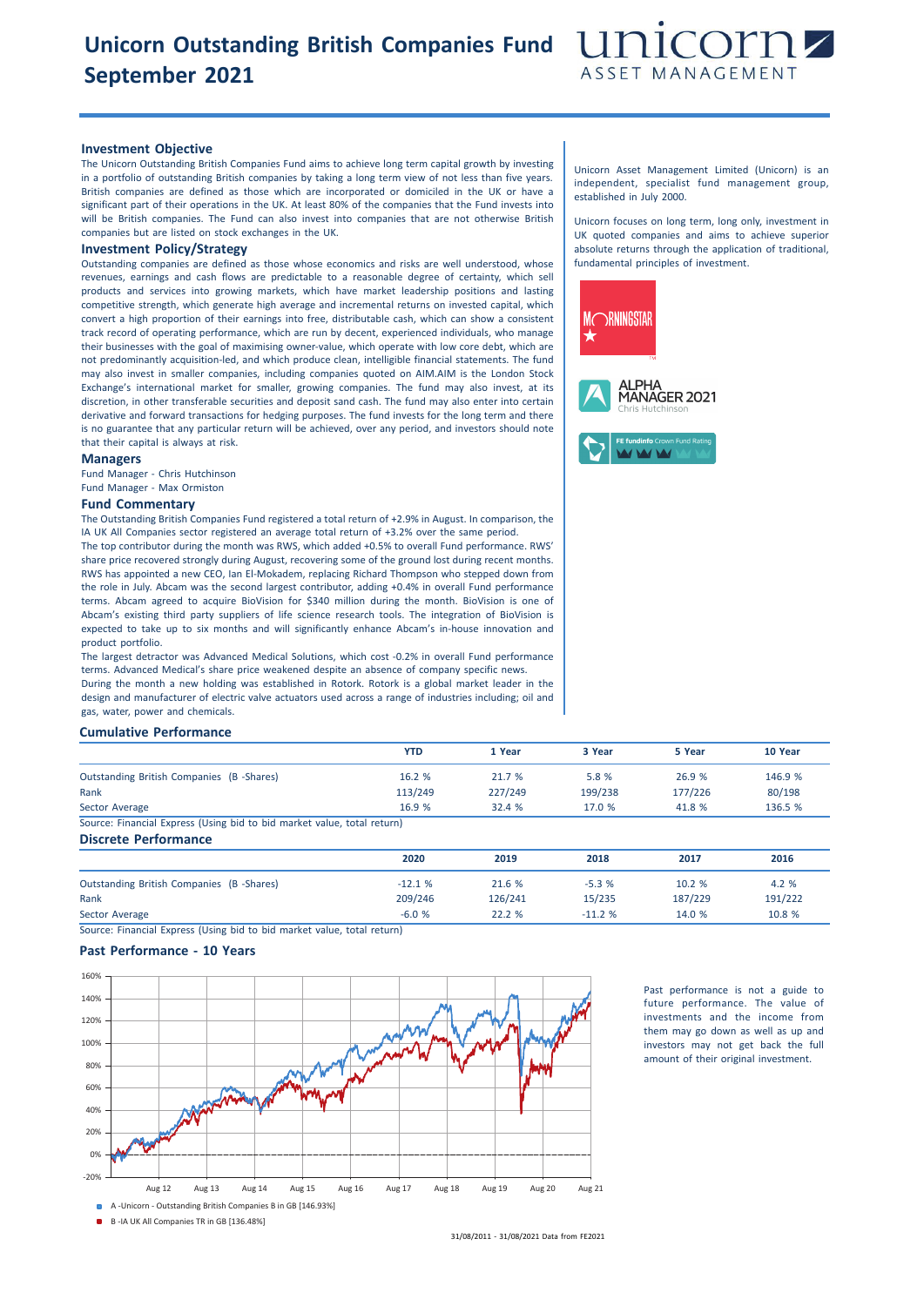# Unicorn Outstanding British Companies Fund September 2021

unicorn ASSET MANAGEMENT

## Investment Objective

The Unicorn Outstanding British Companies Fund aims to achieve long term capital growth by investing in a portfolio of outstanding British companies by taking a long term view of not less than five years. British companies are defined as those which are incorporated or domiciled in the UK or have a significant part of their operations in the UK. At least 80% of the companies that the Fund invests into will be British companies. The Fund can also invest into companies that are not otherwise British companies but are listed on stock exchanges in the UK.

## Investment Policy/Strategy

Outstanding companies are defined as those whose economics and risks are well understood, whose revenues, earnings and cash flows are predictable to a reasonable degree of certainty, which sell products and services into growing markets, which have market leadership positions and lasting competitive strength, which generate high average and incremental returns on invested capital, which convert a high proportion of their earnings into free, distributable cash, which can show a consistent track record of operating performance, which are run by decent, experienced individuals, who manage their businesses with the goal of maximising owner-value, which operate with low core debt, which are not predominantly acquisition-led, and which produce clean, intelligible financial statements. The fund may also invest in smaller companies, including companies quoted on AIM.AIM is the London Stock Exchange's international market for smaller, growing companies. The fund may also invest, at its discretion, in other transferable securities and deposit sand cash. The fund may also enter into certain derivative and forward transactions for hedging purposes. The fund invests for the long term and there is no guarantee that any particular return will be achieved, over any period, and investors should note that their capital is always at risk.

## Managers

Fund Manager - Chris Hutchinson

Fund Manager - Max Ormiston

## Fund Commentary

The Outstanding British Companies Fund registered a total return of +2.9% in August. In comparison, the IA UK All Companies sector registered an average total return of +3.2% over the same period.

The top contributor during the month was RWS, which added +0.5% to overall Fund performance. RWS' share price recovered strongly during August, recovering some of the ground lost during recent months. RWS has appointed a new CEO, Ian El-Mokadem, replacing Richard Thompson who stepped down from the role in July. Abcam was the second largest contributor, adding +0.4% in overall Fund performance terms. Abcam agreed to acquire BioVision for $340 million during the month. BioVision is one of Abcam's existing third party suppliers of life science research tools. The integration of BioVision is expected to take up to six months and will significantly enhance Abcam's in-house innovation and product portfolio.

The largest detractor was Advanced Medical Solutions, which cost -0.2% in overall Fund performance terms. Advanced Medical's share price weakened despite an absence of company specific news.

During the month a new holding was established in Rotork. Rotork is a global market leader in the design and manufacture of electric valve actuators used across a range of industries including; oil and gas, water, power and chemicals.

Unicorn Asset Management Limited (Unicorn) is an independent, specialist fund management group, established in July 2000.

Unicorn focuses on long term, long only, investment in UK quoted companies and aims to achieve superior absolute returns through the application of traditional, fundamental principles of investment.

MORNINGSTAR ★

ALPHA MANAGER 2021 Chris Hutchinson

FE fundinfo Crown Fund Rating

## Cumulative Performance

| | YTD | 1 Year | 3 Year | 5 Year | 10 Year |
|---|---|---|---|---|---|
| Outstanding British Companies (B -Shares) | 16.2 % | 21.7 % | 5.8 % | 26.9 % | 146.9 % |
| Rank | 113/249 | 227/249 | 199/238 | 177/226 | 80/198 |
| Sector Average | 16.9 % | 32.4 % | 17.0 % | 41.8 % | 136.5 % |

Source: Financial Express (Using bid to bid market value, total return)

## Discrete Performance

| | 2020 | 2019 | 2018 | 2017 | 2016 |
|---|---|---|---|---|---|
| Outstanding British Companies (B -Shares) | -12.1 % | 21.6 % | -5.3 % | 10.2 % | 4.2 % |
| Rank | 209/246 | 126/241 | 15/235 | 187/229 | 191/222 |
| Sector Average | -6.0 % | 22.2 % | -11.2 % | 14.0 % | 10.8 % |

Source: Financial Express (Using bid to bid market value, total return)

## Past Performance - 10 Years

A -Unicorn - Outstanding British Companies B in GB [146.93%]

B -IA UK All Companies TR in GB [136.48%]

31/08/2011 - 31/08/2021 Data from FE2021

Past performance is not a guide to future performance. The value of investments and the income from them may go down as well as up and investors may not get back the full amount of their original investment.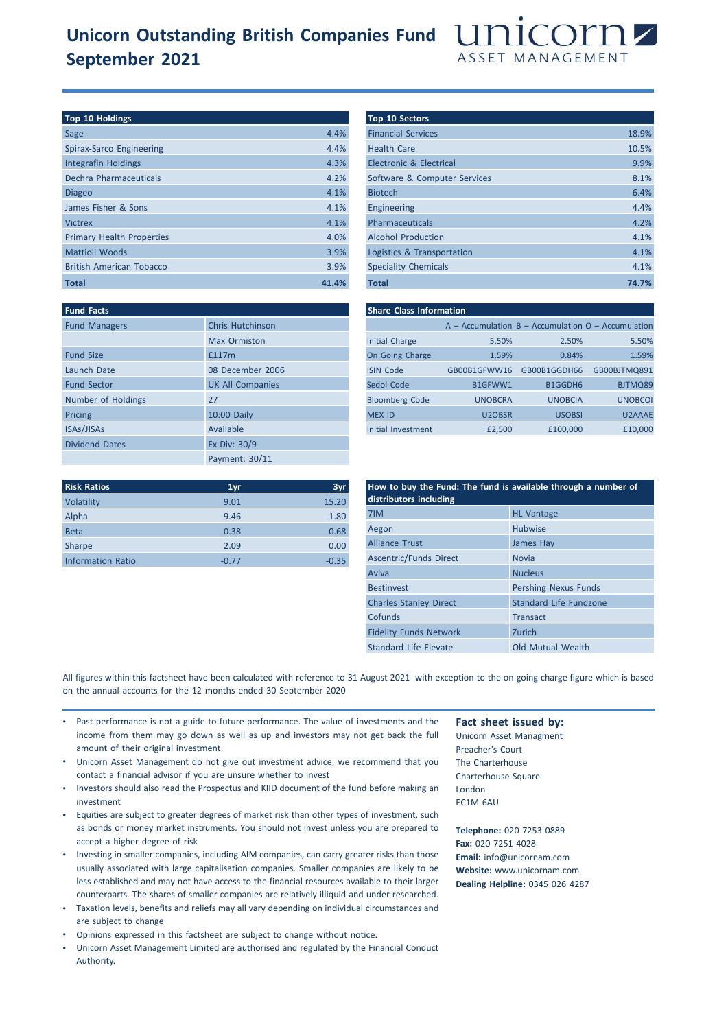# Unicorn Outstanding British Companies Fund September 2021

unicorn ASSET MANAGEMENT

| Top 10 Holdings | |
|---|---|
| Sage | 4.4% |
| Spirax-Sarco Engineering | 4.4% |
| Integrafin Holdings | 4.3% |
| Dechra Pharmaceuticals | 4.2% |
| Diageo | 4.1% |
| James Fisher & Sons | 4.1% |
| Victrex | 4.1% |
| Primary Health Properties | 4.0% |
| Mattioli Woods | 3.9% |
| British American Tobacco | 3.9% |
| **Total** | **41.4%** |

| Top 10 Sectors | |
|---|---|
| Financial Services | 18.9% |
| Health Care | 10.5% |
| Electronic & Electrical | 9.9% |
| Software & Computer Services | 8.1% |
| Biotech | 6.4% |
| Engineering | 4.4% |
| Pharmaceuticals | 4.2% |
| Alcohol Production | 4.1% |
| Logistics & Transportation | 4.1% |
| Speciality Chemicals | 4.1% |
| **Total** | **74.7%** |

| Fund Facts | |
|---|---|
| Fund Managers | Chris Hutchinson |
| | Max Ormiston |
| Fund Size | £117m |
| Launch Date | 08 December 2006 |
| Fund Sector | UK All Companies |
| Number of Holdings | 27 |
| Pricing | 10:00 Daily |
| ISAs/JISAs | Available |
| Dividend Dates | Ex-Div: 30/9 |
| | Payment: 30/11 |

| Share Class Information | A – Accumulation | B – Accumulation | O – Accumulation |
|---|---|---|---|
| Initial Charge | 5.50% | 2.50% | 5.50% |
| On Going Charge | 1.59% | 0.84% | 1.59% |
| ISIN Code | GB00B1GFWW16 | GB00B1GGDH66 | GB00BJTMQ891 |
| Sedol Code | B1GFWW1 | B1GGDH6 | BJTMQ89 |
| Bloomberg Code | UNOBCRA | UNOBCIA | UNOBCOI |
| MEX ID | U2OBSR | USOBSI | U2AAAE |
| Initial Investment | £2,500 | £100,000 | £10,000 |

| Risk Ratios | 1yr | 3yr |
|---|---|---|
| Volatility | 9.01 | 15.20 |
| Alpha | 9.46 | -1.80 |
| Beta | 0.38 | 0.68 |
| Sharpe | 2.09 | 0.00 |
| Information Ratio | -0.77 | -0.35 |

| How to buy the Fund: The fund is available through a number of distributors including | |
|---|---|
| 7IM | HL Vantage |
| Aegon | Hubwise |
| Alliance Trust | James Hay |
| Ascentric/Funds Direct | Novia |
| Aviva | Nucleus |
| Bestinvest | Pershing Nexus Funds |
| Charles Stanley Direct | Standard Life Fundzone |
| Cofunds | Transact |
| Fidelity Funds Network | Zurich |
| Standard Life Elevate | Old Mutual Wealth |

All figures within this factsheet have been calculated with reference to 31 August 2021 with exception to the on going charge figure which is based on the annual accounts for the 12 months ended 30 September 2020

- Past performance is not a guide to future performance. The value of investments and the income from them may go down as well as up and investors may not get back the full amount of their original investment
- Unicorn Asset Management do not give out investment advice, we recommend that you contact a financial advisor if you are unsure whether to invest
- Investors should also read the Prospectus and KIID document of the fund before making an investment
- Equities are subject to greater degrees of market risk than other types of investment, such as bonds or money market instruments. You should not invest unless you are prepared to accept a higher degree of risk
- Investing in smaller companies, including AIM companies, can carry greater risks than those usually associated with large capitalisation companies. Smaller companies are likely to be less established and may not have access to the financial resources available to their larger counterparts. The shares of smaller companies are relatively illiquid and under-researched.
- Taxation levels, benefits and reliefs may all vary depending on individual circumstances and are subject to change
- Opinions expressed in this factsheet are subject to change without notice.
- Unicorn Asset Management Limited are authorised and regulated by the Financial Conduct Authority.

**Fact sheet issued by:**
Unicorn Asset Managment
Preacher's Court
The Charterhouse
Charterhouse Square
London
EC1M 6AU

**Telephone:** 020 7253 0889
**Fax:** 020 7251 4028
**Email:** info@unicornam.com
**Website:** www.unicornam.com
**Dealing Helpline:** 0345 026 4287